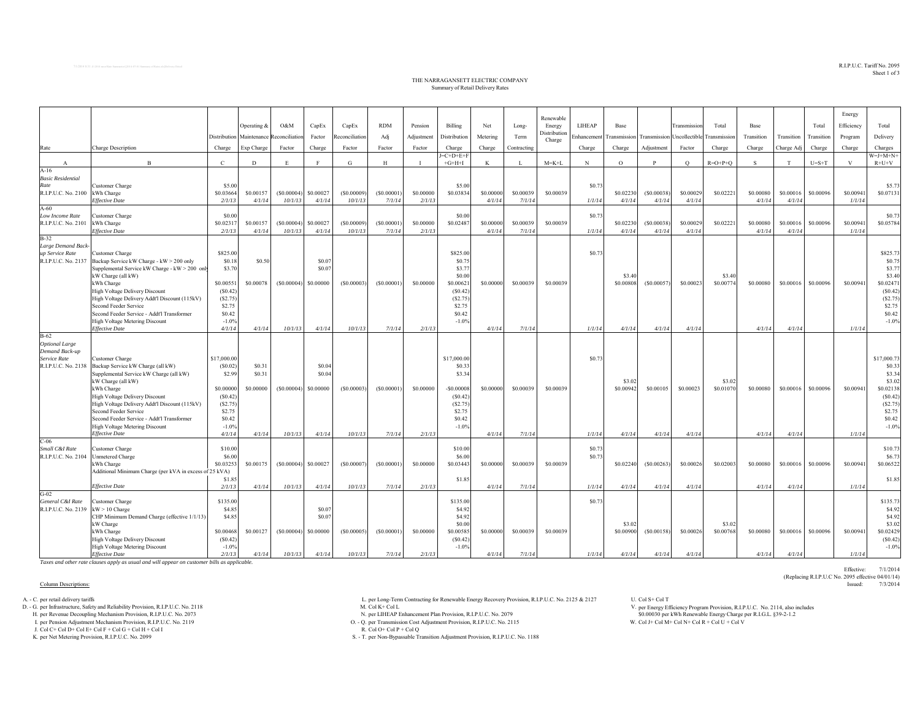R.I.P.U.C. Tariff No. 2095

# THE NARRAGANSETT ELECTRIC COMPANY

## Summary of Retail Delivery Rates

| Rate | Charge Description | Distribution Charge | Operating & Maintenance Exp Charge | O&M Reconciliation Factor | CapEx Factor Charge | CapEx Reconciliation Factor | RDM Adj Factor | Pension Adjustment Factor | Billing Distribution Charge | Net Metering Charge | Long-Term Contracting | Renewable Energy Distribution Charge | LIHEAP Enhancement Charge | Base Transmission Charge | Transmission Adjustment | Transmission Uncollectible Factor | Total Transmission Charge | Base Transition Charge | Transition Charge Adj | Total Transition Charge | Energy Efficiency Program Charge | Total Delivery Charges |
|---|---|---|---|---|---|---|---|---|---|---|---|---|---|---|---|---|---|---|---|---|---|---|
| A | B | C | D | E | F | G | H | I | J=C+D+E+F+G+H+I | K | L | M=K+L | N | O | P | Q | R=O+P+Q | S | T | U=S+T | V | W=J+M+N+R+U+V |
| A-16 | | | | | | | | | | | | | | | | | | | | | | |
| *Basic Residential Rate* | Customer Charge | $5.00 | | | | | | | $5.00 | | | | $0.73 | | | | | | | | | $5.73 |
| R.I.P.U.C. No. 2100 | kWh Charge | $0.03664 | $0.00157 | ($0.00004) | $0.00027 | ($0.00009) | ($0.00001) | $0.00000 | $0.03834 | $0.00000 | $0.00039 | $0.00039 | | $0.02230 | ($0.00038) | $0.00029 | $0.02221 | $0.00080 | $0.00016 | $0.00096 | $0.00941 | $0.07131 |
| | *Effective Date* | *2/1/13* | *4/1/14* | *10/1/13* | *4/1/14* | *10/1/13* | *7/1/14* | *2/1/13* | | *4/1/14* | *7/1/14* | | *1/1/14* | *4/1/14* | *4/1/14* | *4/1/14* | | *4/1/14* | *4/1/14* | | *1/1/14* | |
| A-60 | | | | | | | | | | | | | | | | | | | | | | |
| *Low Income Rate* | Customer Charge | $0.00 | | | | | | | $0.00 | | | | $0.73 | | | | | | | | | $0.73 |
| R.I.P.U.C. No. 2101 | kWh Charge | $0.02317 | $0.00157 | ($0.00004) | $0.00027 | ($0.00009) | ($0.00001) | $0.00000 | $0.02487 | $0.00000 | $0.00039 | $0.00039 | | $0.02230 | ($0.00038) | $0.00029 | $0.02221 | $0.00080 | $0.00016 | $0.00096 | $0.00941 | $0.05784 |
| | *Effective Date* | *2/1/13* | *4/1/14* | *10/1/13* | *4/1/14* | *10/1/13* | *7/1/14* | *2/1/13* | | *4/1/14* | *7/1/14* | | *1/1/14* | *4/1/14* | *4/1/14* | *4/1/14* | | *4/1/14* | *4/1/14* | | *1/1/14* | |
| B-32 | | | | | | | | | | | | | | | | | | | | | | |
| *Large Demand Back-up Service Rate* | Customer Charge | $825.00 | | | | | | | $825.00 | | | | $0.73 | | | | | | | | | $825.73 |
| R.I.P.U.C. No. 2137 | Backup Service kW Charge - kW > 200 only | $0.18 | $0.50 | | $0.07 | | | | $0.75 | | | | | | | | | | | | | $0.75 |
| | Supplemental Service kW Charge - kW > 200 only | $3.70 | | | $0.07 | | | | $3.77 | | | | | | | | | | | | | $3.77 |
| | kW Charge (all kW) | | | | | | | | $0.00 | | | | | $3.40 | | | $3.40 | | | | | $3.40 |
| | kWh Charge | $0.00551 | $0.00078 | ($0.00004) | $0.00000 | ($0.00003) | ($0.00001) | $0.00000 | $0.00621 | $0.00000 | $0.00039 | $0.00039 | | $0.00808 | ($0.00057) | $0.00023 | $0.00774 | $0.00080 | $0.00016 | $0.00096 | $0.00941 | $0.02471 |
| | High Voltage Delivery Discount | ($0.42) | | | | | | | ($0.42) | | | | | | | | | | | | | ($0.42) |
| | High Voltage Delivery Addt'l Discount (115kV) | ($2.75) | | | | | | | ($2.75) | | | | | | | | | | | | | ($2.75) |
| | Second Feeder Service | $2.75 | | | | | | | $2.75 | | | | | | | | | | | | | $2.75 |
| | Second Feeder Service - Addt'l Transformer | $0.42 | | | | | | | $0.42 | | | | | | | | | | | | | $0.42 |
| | High Voltage Metering Discount | -1.0% | | | | | | | -1.0% | | | | | | | | | | | | | -1.0% |
| | *Effective Date* | *4/1/14* | *4/1/14* | *10/1/13* | *4/1/14* | *10/1/13* | *7/1/14* | *2/1/13* | | *4/1/14* | *7/1/14* | | *1/1/14* | *4/1/14* | *4/1/14* | *4/1/14* | | *4/1/14* | *4/1/14* | | *1/1/14* | |
| B-62 | | | | | | | | | | | | | | | | | | | | | | |
| *Optional Large Demand Back-up Service Rate* | Customer Charge | $17,000.00 | | | | | | | $17,000.00 | | | | $0.73 | | | | | | | | | $17,000.73 |
| R.I.P.U.C. No. 2138 | Backup Service kW Charge (all kW) | ($0.02) | $0.31 | | $0.04 | | | | $0.33 | | | | | | | | | | | | | $0.33 |
| | Supplemental Service kW Charge (all kW) | $2.99 | $0.31 | | $0.04 | | | | $3.34 | | | | | | | | | | | | | $3.34 |
| | kW Charge (all kW) | | | | | | | | | | | | | $3.02 | | | $3.02 | | | | | $3.02 |
| | kWh Charge | $0.00000 | $0.00000 | ($0.00004) | $0.00000 | ($0.00003) | ($0.00001) | $0.00000 | -$0.00008 | $0.00000 | $0.00039 | $0.00039 | | $0.00942 | $0.00105 | $0.00023 | $0.01070 | $0.00080 | $0.00016 | $0.00096 | $0.00941 | $0.02138 |
| | High Voltage Delivery Discount | ($0.42) | | | | | | | ($0.42) | | | | | | | | | | | | | ($0.42) |
| | High Voltage Delivery Addt'l Discount (115kV) | ($2.75) | | | | | | | ($2.75) | | | | | | | | | | | | | ($2.75) |
| | Second Feeder Service | $2.75 | | | | | | | $2.75 | | | | | | | | | | | | | $2.75 |
| | Second Feeder Service - Addt'l Transformer | $0.42 | | | | | | | $0.42 | | | | | | | | | | | | | $0.42 |
| | High Voltage Metering Discount | -1.0% | | | | | | | -1.0% | | | | | | | | | | | | | -1.0% |
| | *Effective Date* | *4/1/14* | *4/1/14* | *10/1/13* | *4/1/14* | *10/1/13* | *7/1/14* | *2/1/13* | | *4/1/14* | *7/1/14* | | *1/1/14* | *4/1/14* | *4/1/14* | *4/1/14* | | *4/1/14* | *4/1/14* | | *1/1/14* | |
| C-06 | | | | | | | | | | | | | | | | | | | | | | |
| *Small C&I Rate* | Customer Charge | $10.00 | | | | | | | $10.00 | | | | $0.73 | | | | | | | | | $10.73 |
| R.I.P.U.C. No. 2104 | Unmetered Charge | $6.00 | | | | | | | $6.00 | | | | $0.73 | | | | | | | | | $6.73 |
| | kWh Charge | $0.03253 | $0.00175 | ($0.00004) | $0.00027 | ($0.00007) | ($0.00001) | $0.00000 | $0.03443 | $0.00000 | $0.00039 | $0.00039 | | $0.02240 | ($0.00263) | $0.00026 | $0.02003 | $0.00080 | $0.00016 | $0.00096 | $0.00941 | $0.06522 |
| | Additional Minimum Charge (per kVA in excess of 25 kVA) | $1.85 | | | | | | | $1.85 | | | | | | | | | | | | | $1.85 |
| | *Effective Date* | *2/1/13* | *4/1/14* | *10/1/13* | *4/1/14* | *10/1/13* | *7/1/14* | *2/1/13* | | *4/1/14* | *7/1/14* | | *1/1/14* | *4/1/14* | *4/1/14* | *4/1/14* | | *4/1/14* | *4/1/14* | | *1/1/14* | |
| G-02 | | | | | | | | | | | | | | | | | | | | | | |
| *General C&I Rate* | Customer Charge | $135.00 | | | | | | | $135.00 | | | | $0.73 | | | | | | | | | $135.73 |
| R.I.P.U.C. No. 2139 | kW > 10 Charge | $4.85 | | | $0.07 | | | | $4.92 | | | | | | | | | | | | | $4.92 |
| | CHP Minimum Demand Charge (effective 1/1/13) | $4.85 | | | $0.07 | | | | $4.92 | | | | | | | | | | | | | $4.92 |
| | kW Charge | | | | | | | | $0.00 | | | | | $3.02 | | | $3.02 | | | | | $3.02 |
| | kWh Charge | $0.00468 | $0.00127 | ($0.00004) | $0.00000 | ($0.00005) | ($0.00001) | $0.00000 | $0.00585 | $0.00000 | $0.00039 | $0.00039 | | $0.00900 | ($0.00158) | $0.00026 | $0.00768 | $0.00080 | $0.00016 | $0.00096 | $0.00941 | $0.02429 |
| | High Voltage Delivery Discount | ($0.42) | | | | | | | ($0.42) | | | | | | | | | | | | | ($0.42) |
| | High Voltage Metering Discount | -1.0% | | | | | | | -1.0% | | | | | | | | | | | | | -1.0% |
| | *Effective Date* | *2/1/13* | *4/1/14* | *10/1/13* | *4/1/14* | *10/1/13* | *7/1/14* | *2/1/13* | | *4/1/14* | *7/1/14* | | *1/1/14* | *4/1/14* | *4/1/14* | *4/1/14* | | *4/1/14* | *4/1/14* | | *1/1/14* | |

*Taxes and other rate clauses apply as usual and will appear on customer bills as applicable.*

Effective: 7/1/2014
(Replacing R.I.P.U.C No. 2095 effective 04/01/14)
Issued: 7/3/2014

Column Descriptions:

A. - C. per retail delivery tariffs
D. - G. per Infrastructure, Safety and Reliability Provision, R.I.P.U.C. No. 2118
H. per Revenue Decoupling Mechanism Provision, R.I.P.U.C. No. 2073
I. per Pension Adjustment Mechanism Provision, R.I.P.U.C. No. 2119
J. Col C+ Col D+ Col E+ Col F + Col G + Col H + Col I
K. per Net Metering Provision, R.I.P.U.C. No. 2099
L. per Long-Term Contracting for Renewable Energy Recovery Provision, R.I.P.U.C. No. 2125 & 2127
M. Col K+ Col L
N. per LIHEAP Enhancement Plan Provision, R.I.P.U.C. No. 2079
O. - Q. per Transmission Cost Adjustment Provision, R.I.P.U.C. No. 2115
R. Col O+ Col P + Col Q
S. - T. per Non-Bypassable Transition Adjustment Provision, R.I.P.U.C. No. 1188
U. Col S+ Col T
V. per Energy Efficiency Program Provision, R.I.P.U.C. No. 2114, also includes $0.00030 per kWh Renewable Energy Charge per R.I.G.L. §39-2-1.2
W. Col J+ Col M+ Col N+ Col R + Col U + Col V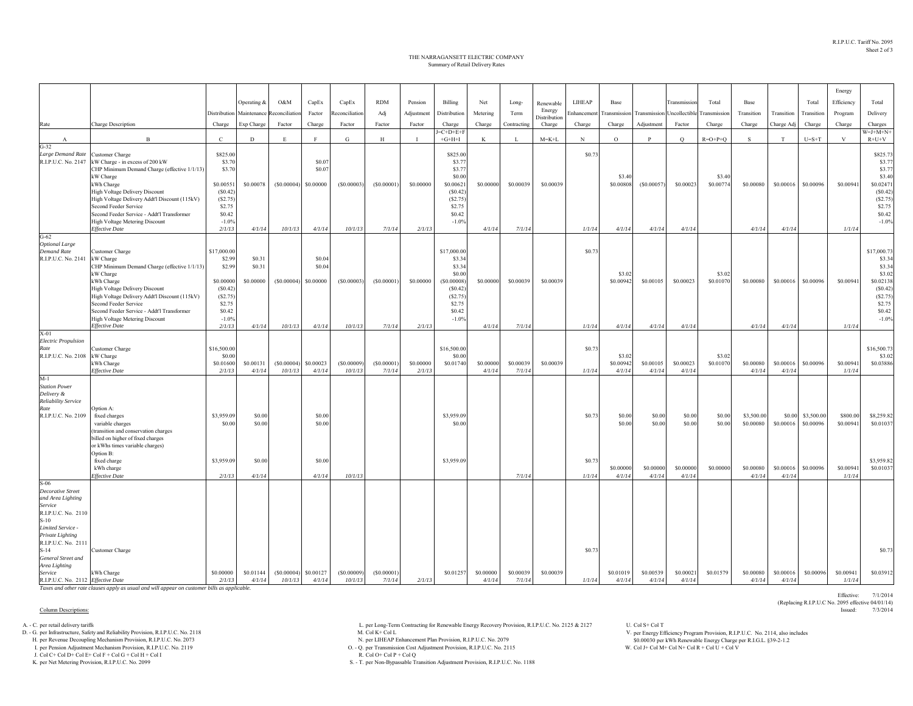R.I.P.U.C. Tariff No. 2095
Sheet 2 of 3

THE NARRAGANSETT ELECTRIC COMPANY
Summary of Retail Delivery Rates

| Rate | Charge Description | Distribution Charge | Operating & Maintenance Exp Charge | O&M Reconciliation Factor | CapEx Factor Charge | CapEx Reconciliation Factor | RDM Adj Factor | Pension Adjustment Factor | Billing Distribution Charge | Net Metering Charge | Long-Term Contracting | Renewable Energy Distribution Charge | LIHEAP Enhancement Charge | Base Transmission Charge | Transmission Adjustment | Transmission Uncollectible Factor | Total Transmission Charge | Base Transition Charge | Transition Charge Adj | Total Transition Charge | Energy Efficiency Program Charge | Total Delivery Charges |
|---|---|---|---|---|---|---|---|---|---|---|---|---|---|---|---|---|---|---|---|---|---|---|
| | | | | | | | | | J=C+D+E+F +G+H+I | | | | | | | | | | | | | W=J+M+N+ R+U+V |
| A | B | C | D | E | F | G | H | I | | K | L | M=K+L | N | O | P | Q | R=O+P+Q | S | T | U=S+T | V | |
| G-32 | | | | | | | | | | | | | | | | | | | | | | |
| *Large Demand Rate* | Customer Charge | $825.00 | | | | | | | $825.00 | | | | $0.73 | | | | | | | | | $825.73 |
| R.I.P.U.C. No. 2147 | kW Charge - in excess of 200 kW | $3.70 | | | $0.07 | | | | $3.77 | | | | | | | | | | | | | $3.77 |
| | CHP Minimum Demand Charge (effective 1/1/13) | $3.70 | | | $0.07 | | | | $3.77 | | | | | | | | | | | | | $3.77 |
| | kW Charge | | | | | | | | $0.00 | | | | | $3.40 | | | $3.40 | | | | | $3.40 |
| | kWh Charge | $0.00551 | $0.00078 | ($0.00004) | $0.00000 | ($0.00003) | ($0.00001) | $0.00000 | $0.00621 | $0.00000 | $0.00039 | $0.00039 | | $0.00808 | ($0.00057) | $0.00023 | $0.00774 | $0.00080 | $0.00016 | $0.00096 | $0.00941 | $0.02471 |
| | High Voltage Delivery Discount | ($0.42) | | | | | | | ($0.42) | | | | | | | | | | | | | ($0.42) |
| | High Voltage Delivery Addt'l Discount (115kV) | ($2.75) | | | | | | | ($2.75) | | | | | | | | | | | | | ($2.75) |
| | Second Feeder Service | $2.75 | | | | | | | $2.75 | | | | | | | | | | | | | $2.75 |
| | Second Feeder Service - Addt'l Transformer | $0.42 | | | | | | | $0.42 | | | | | | | | | | | | | $0.42 |
| | High Voltage Metering Discount | -1.0% | | | | | | | -1.0% | | | | | | | | | | | | | -1.0% |
| | *Effective Date* | *2/1/13* | *4/1/14* | *10/1/13* | *4/1/14* | *10/1/13* | *7/1/14* | *2/1/13* | | *4/1/14* | *7/1/14* | | *1/1/14* | *4/1/14* | *4/1/14* | *4/1/14* | | *4/1/14* | *4/1/14* | | *1/1/14* | |
| G-62 | | | | | | | | | | | | | | | | | | | | | | |
| *Optional Large Demand Rate* | Customer Charge | $17,000.00 | | | | | | | $17,000.00 | | | | $0.73 | | | | | | | | | $17,000.73 |
| R.I.P.U.C. No. 2141 | kW Charge | $2.99 | $0.31 | | $0.04 | | | | $3.34 | | | | | | | | | | | | | $3.34 |
| | CHP Minimum Demand Charge (effective 1/1/13) | $2.99 | $0.31 | | $0.04 | | | | $3.34 | | | | | | | | | | | | | $3.34 |
| | kW Charge | | | | | | | | $0.00 | | | | | $3.02 | | | $3.02 | | | | | $3.02 |
| | kWh Charge | $0.00000 | $0.00000 | ($0.00004) | $0.00000 | ($0.00003) | ($0.00001) | $0.00000 | ($0.00008) | $0.00000 | $0.00039 | $0.00039 | | $0.00942 | $0.00105 | $0.00023 | $0.01070 | $0.00080 | $0.00016 | $0.00096 | $0.00941 | $0.02138 |
| | High Voltage Delivery Discount | ($0.42) | | | | | | | ($0.42) | | | | | | | | | | | | | ($0.42) |
| | High Voltage Delivery Addt'l Discount (115kV) | ($2.75) | | | | | | | ($2.75) | | | | | | | | | | | | | ($2.75) |
| | Second Feeder Service | $2.75 | | | | | | | $2.75 | | | | | | | | | | | | | $2.75 |
| | Second Feeder Service - Addt'l Transformer | $0.42 | | | | | | | $0.42 | | | | | | | | | | | | | $0.42 |
| | High Voltage Metering Discount | -1.0% | | | | | | | -1.0% | | | | | | | | | | | | | -1.0% |
| | *Effective Date* | *2/1/13* | *4/1/14* | *10/1/13* | *4/1/14* | *10/1/13* | *7/1/14* | *2/1/13* | | *4/1/14* | *7/1/14* | | *1/1/14* | *4/1/14* | *4/1/14* | *4/1/14* | | *4/1/14* | *4/1/14* | | *1/1/14* | |
| X-01 | | | | | | | | | | | | | | | | | | | | | | |
| *Electric Propulsion Rate* | Customer Charge | $16,500.00 | | | | | | | $16,500.00 | | | | $0.73 | | | | | | | | | $16,500.73 |
| R.I.P.U.C. No. 2108 | kW Charge | $0.00 | | | | | | | $0.00 | | | | | $3.02 | | | $3.02 | | | | | $3.02 |
| | kWh Charge | $0.01600 | $0.00131 | ($0.00004) | $0.00023 | ($0.00009) | ($0.00001) | $0.00000 | $0.01740 | $0.00000 | $0.00039 | $0.00039 | | $0.00942 | $0.00105 | $0.00023 | $0.01070 | $0.00080 | $0.00016 | $0.00096 | $0.00941 | $0.03886 |
| | *Effective Date* | *2/1/13* | *4/1/14* | *10/1/13* | *4/1/14* | *10/1/13* | *7/1/14* | *2/1/13* | | *4/1/14* | *7/1/14* | | *1/1/14* | *4/1/14* | *4/1/14* | *4/1/14* | | *4/1/14* | *4/1/14* | | *1/1/14* | |
| M-1 | | | | | | | | | | | | | | | | | | | | | | |
| *Station Power Delivery & Reliability Service Rate* | Option A: | | | | | | | | | | | | | | | | | | | | | |
| R.I.P.U.C. No. 2109 | fixed charges | $3,959.09 | $0.00 | | $0.00 | | | | $3,959.09 | | | | $0.73 | $0.00 | $0.00 | $0.00 | $0.00 | $3,500.00 | $0.00 | $3,500.00 | $800.00 | $8,259.82 |
| | variable charges | $0.00 | $0.00 | | $0.00 | | | | $0.00 | | | | | $0.00 | $0.00 | $0.00 | $0.00 | $0.00080 | $0.00016 | $0.00096 | $0.00941 | $0.01037 |
| | (transition and conservation charges billed on higher of fixed charges or kWhs times variable charges) | | | | | | | | | | | | | | | | | | | | | |
| | Option B: | | | | | | | | | | | | | | | | | | | | | |
| | fixed charge | $3,959.09 | $0.00 | | $0.00 | | | | $3,959.09 | | | | $0.73 | | | | | | | | | $3,959.82 |
| | kWh charge | | | | | | | | | | | | | $0.00000 | $0.00000 | $0.00000 | $0.00000 | $0.00080 | $0.00016 | $0.00096 | $0.00941 | $0.01037 |
| | *Effective Date* | *2/1/13* | *4/1/14* | | *4/1/14* | *10/1/13* | | | | | *7/1/14* | | *1/1/14* | *4/1/14* | *4/1/14* | *4/1/14* | | *4/1/14* | *4/1/14* | | *1/1/14* | |
| S-06 *Decorative Street and Area Lighting Service* R.I.P.U.C. No. 2110 | | | | | | | | | | | | | | | | | | | | | | |
| S-10 *Limited Service - Private Lighting* R.I.P.U.C. No. 2111 | | | | | | | | | | | | | | | | | | | | | | |
| S-14 | Customer Charge | | | | | | | | | | | | $0.73 | | | | | | | | | $0.73 |
| *General Street and Area Lighting Service* | kWh Charge | $0.00000 | $0.01144 | ($0.00004) | $0.00127 | ($0.00009) | ($0.00001) | | $0.01257 | $0.00000 | $0.00039 | $0.00039 | | $0.01019 | $0.00539 | $0.00021 | $0.01579 | $0.00080 | $0.00016 | $0.00096 | $0.00941 | $0.03912 |
| R.I.P.U.C. No. 2112 | *Effective Date* | *2/1/13* | *4/1/14* | *10/1/13* | *4/1/14* | *10/1/13* | *7/1/14* | *2/1/13* | | *4/1/14* | *7/1/14* | | *1/1/14* | *4/1/14* | *4/1/14* | *4/1/14* | | *4/1/14* | *4/1/14* | | *1/1/14* | |

*Taxes and other rate clauses apply as usual and will appear on customer bills as applicable.*

Effective: 7/1/2014
(Replacing R.I.P.U.C No. 2095 effective 04/01/14)
Issued: 7/3/2014

Column Descriptions:

A. - C. per retail delivery tariffs
D. - G. per Infrastructure, Safety and Reliability Provision, R.I.P.U.C. No. 2118
H. per Revenue Decoupling Mechanism Provision, R.I.P.U.C. No. 2073
I. per Pension Adjustment Mechanism Provision, R.I.P.U.C. No. 2119
J. Col C+ Col D+ Col E+ Col F + Col G + Col H + Col I
K. per Net Metering Provision, R.I.P.U.C. No. 2099
L. per Long-Term Contracting for Renewable Energy Recovery Provision, R.I.P.U.C. No. 2125 & 2127
M. Col K+ Col L
N. per LIHEAP Enhancement Plan Provision, R.I.P.U.C. No. 2079
O. - Q. per Transmission Cost Adjustment Provision, R.I.P.U.C. No. 2115
R. Col O+ Col P + Col Q
S. - T. per Non-Bypassable Transition Adjustment Provision, R.I.P.U.C. No. 1188
U. Col S+ Col T
V. per Energy Efficiency Program Provision, R.I.P.U.C. No. 2114, also includes $0.00030 per kWh Renewable Energy Charge per R.I.G.L. §39-2-1.2
W. Col J+ Col M+ Col N+ Col R + Col U + Col V